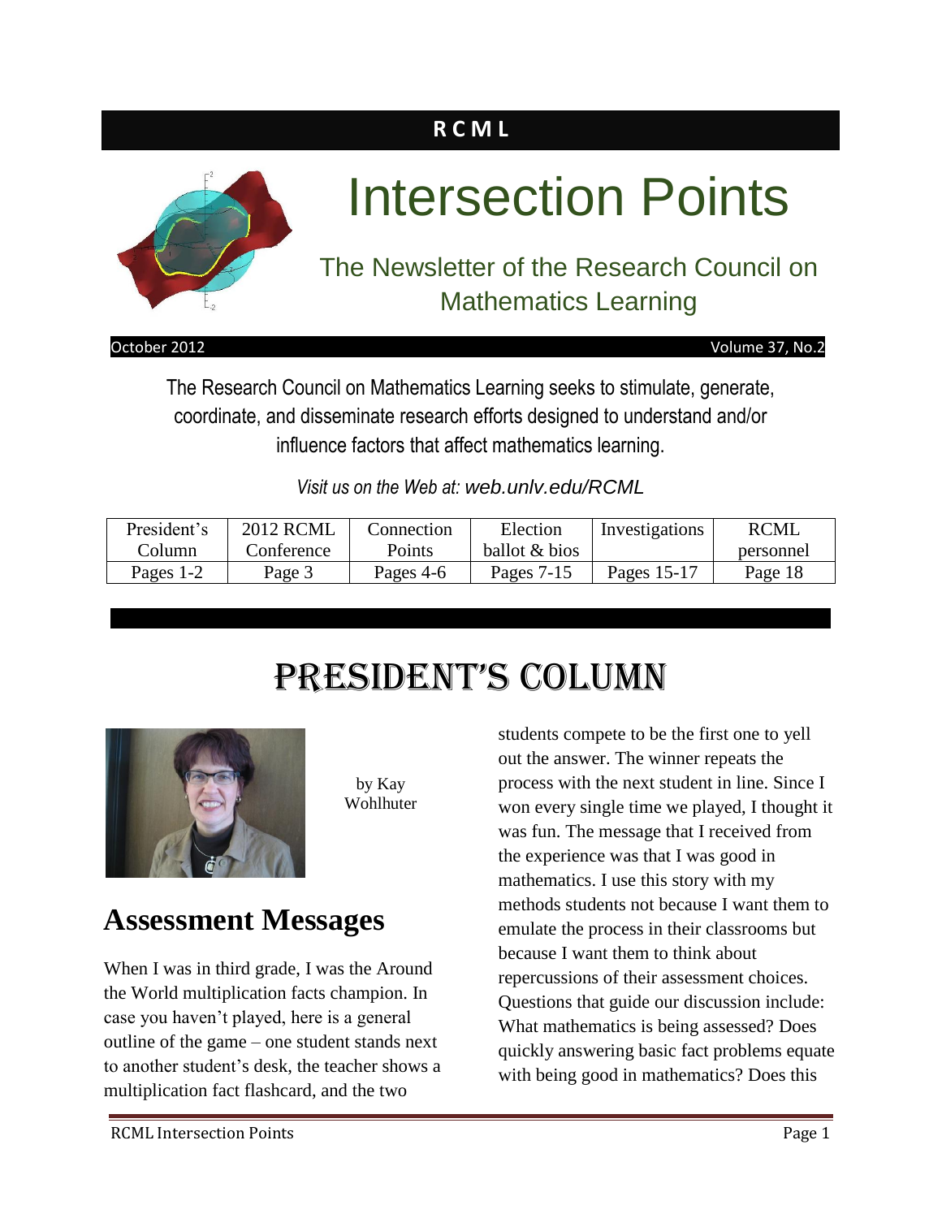**R C M L**

# Intersection Points

## The Newsletter of the Research Council on Mathematics Learning

October 2012 Volume 37, No.2

The Research Council on Mathematics Learning seeks to stimulate, generate, coordinate, and disseminate research efforts designed to understand and/or influence factors that affect mathematics learning.

*Visit us on the Web at: web.unlv.edu/RCML*

| President's Column | 2012 RCML Conference | Connection Points | Election ballot & bios | Investigations | RCML personnel |
|---|---|---|---|---|---|
| Pages 1-2 | Page 3 | Pages 4-6 | Pages 7-15 | Pages 15-17 | Page 18 |

# PRESIDENT'S COLUMN

by Kay Wohlhuter

## Assessment Messages

When I was in third grade, I was the Around the World multiplication facts champion. In case you haven't played, here is a general outline of the game – one student stands next to another student's desk, the teacher shows a multiplication fact flashcard, and the two students compete to be the first one to yell out the answer. The winner repeats the process with the next student in line. Since I won every single time we played, I thought it was fun. The message that I received from the experience was that I was good in mathematics. I use this story with my methods students not because I want them to emulate the process in their classrooms but because I want them to think about repercussions of their assessment choices. Questions that guide our discussion include: What mathematics is being assessed? Does quickly answering basic fact problems equate with being good in mathematics? Does this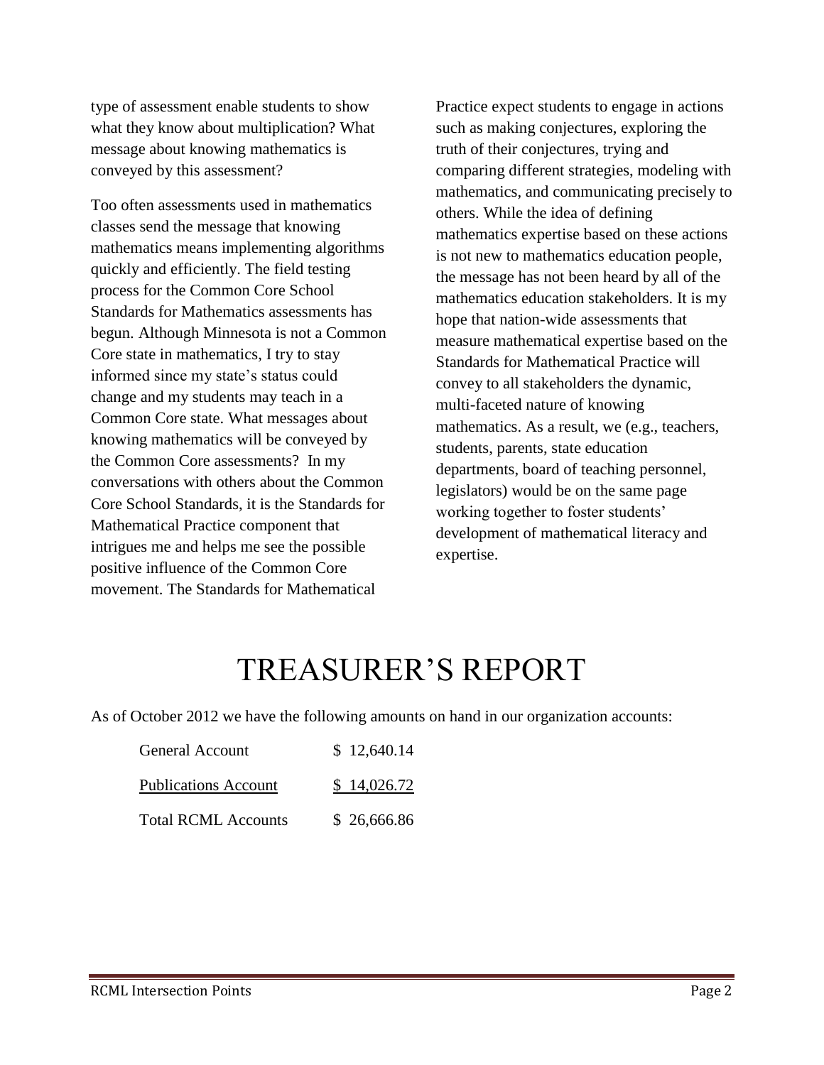type of assessment enable students to show what they know about multiplication? What message about knowing mathematics is conveyed by this assessment?

Too often assessments used in mathematics classes send the message that knowing mathematics means implementing algorithms quickly and efficiently. The field testing process for the Common Core School Standards for Mathematics assessments has begun. Although Minnesota is not a Common Core state in mathematics, I try to stay informed since my state's status could change and my students may teach in a Common Core state. What messages about knowing mathematics will be conveyed by the Common Core assessments? In my conversations with others about the Common Core School Standards, it is the Standards for Mathematical Practice component that intrigues me and helps me see the possible positive influence of the Common Core movement. The Standards for Mathematical Practice expect students to engage in actions such as making conjectures, exploring the truth of their conjectures, trying and comparing different strategies, modeling with mathematics, and communicating precisely to others. While the idea of defining mathematics expertise based on these actions is not new to mathematics education people, the message has not been heard by all of the mathematics education stakeholders. It is my hope that nation-wide assessments that measure mathematical expertise based on the Standards for Mathematical Practice will convey to all stakeholders the dynamic, multi-faceted nature of knowing mathematics. As a result, we (e.g., teachers, students, parents, state education departments, board of teaching personnel, legislators) would be on the same page working together to foster students' development of mathematical literacy and expertise.

# TREASURER'S REPORT

As of October 2012 we have the following amounts on hand in our organization accounts:

| | |
|---|---|
| General Account | $ 12,640.14 |
| Publications Account | $ 14,026.72 |
| Total RCML Accounts | $ 26,666.86 |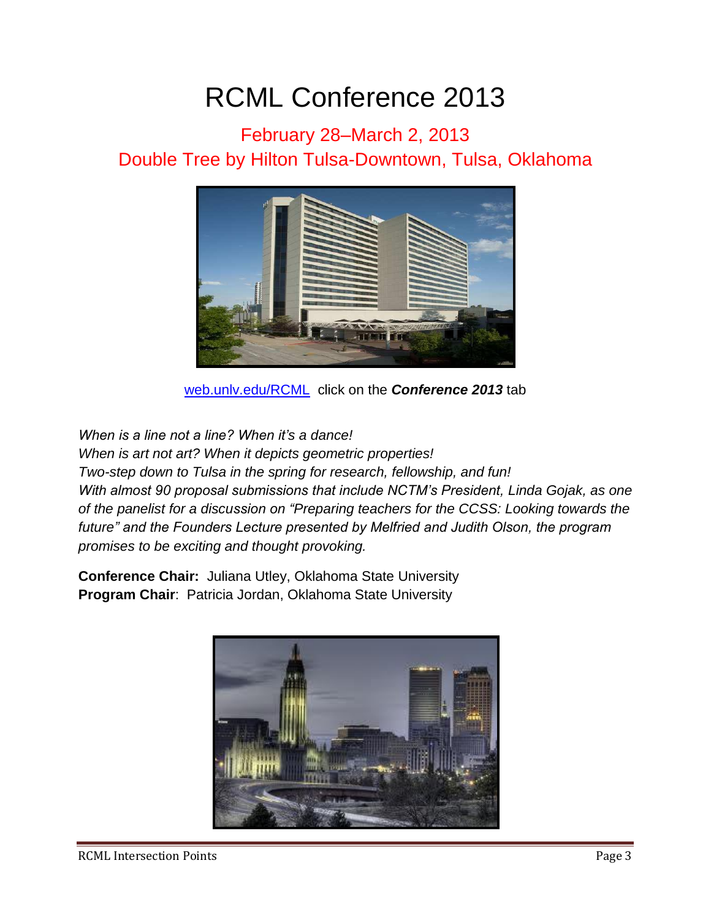# RCML Conference 2013

## February 28–March 2, 2013
## Double Tree by Hilton Tulsa-Downtown, Tulsa, Oklahoma

web.unlv.edu/RCML click on the ***Conference 2013*** tab

*When is a line not a line? When it's a dance!*
*When is art not art? When it depicts geometric properties!*
*Two-step down to Tulsa in the spring for research, fellowship, and fun!*
*With almost 90 proposal submissions that include NCTM's President, Linda Gojak, as one of the panelist for a discussion on "Preparing teachers for the CCSS: Looking towards the future" and the Founders Lecture presented by Melfried and Judith Olson, the program promises to be exciting and thought provoking.*

**Conference Chair:** Juliana Utley, Oklahoma State University
**Program Chair**: Patricia Jordan, Oklahoma State University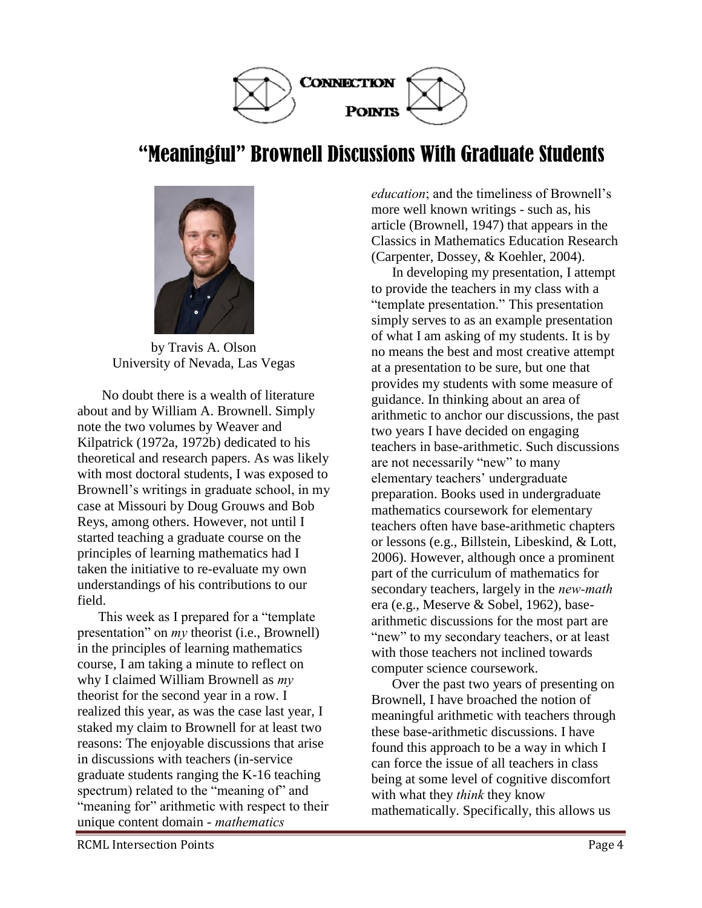# "Meaningful" Brownell Discussions With Graduate Students

by Travis A. Olson
University of Nevada, Las Vegas

No doubt there is a wealth of literature about and by William A. Brownell. Simply note the two volumes by Weaver and Kilpatrick (1972a, 1972b) dedicated to his theoretical and research papers. As was likely with most doctoral students, I was exposed to Brownell's writings in graduate school, in my case at Missouri by Doug Grouws and Bob Reys, among others. However, not until I started teaching a graduate course on the principles of learning mathematics had I taken the initiative to re-evaluate my own understandings of his contributions to our field.

This week as I prepared for a "template presentation" on *my* theorist (i.e., Brownell) in the principles of learning mathematics course, I am taking a minute to reflect on why I claimed William Brownell as *my* theorist for the second year in a row. I realized this year, as was the case last year, I staked my claim to Brownell for at least two reasons: The enjoyable discussions that arise in discussions with teachers (in-service graduate students ranging the K-16 teaching spectrum) related to the "meaning of" and "meaning for" arithmetic with respect to their unique content domain - *mathematics education*; and the timeliness of Brownell's more well known writings - such as, his article (Brownell, 1947) that appears in the Classics in Mathematics Education Research (Carpenter, Dossey, & Koehler, 2004).

In developing my presentation, I attempt to provide the teachers in my class with a "template presentation." This presentation simply serves to as an example presentation of what I am asking of my students. It is by no means the best and most creative attempt at a presentation to be sure, but one that provides my students with some measure of guidance. In thinking about an area of arithmetic to anchor our discussions, the past two years I have decided on engaging teachers in base-arithmetic. Such discussions are not necessarily "new" to many elementary teachers' undergraduate preparation. Books used in undergraduate mathematics coursework for elementary teachers often have base-arithmetic chapters or lessons (e.g., Billstein, Libeskind, & Lott, 2006). However, although once a prominent part of the curriculum of mathematics for secondary teachers, largely in the *new-math* era (e.g., Meserve & Sobel, 1962), base-arithmetic discussions for the most part are "new" to my secondary teachers, or at least with those teachers not inclined towards computer science coursework.

Over the past two years of presenting on Brownell, I have broached the notion of meaningful arithmetic with teachers through these base-arithmetic discussions. I have found this approach to be a way in which I can force the issue of all teachers in class being at some level of cognitive discomfort with what they *think* they know mathematically. Specifically, this allows us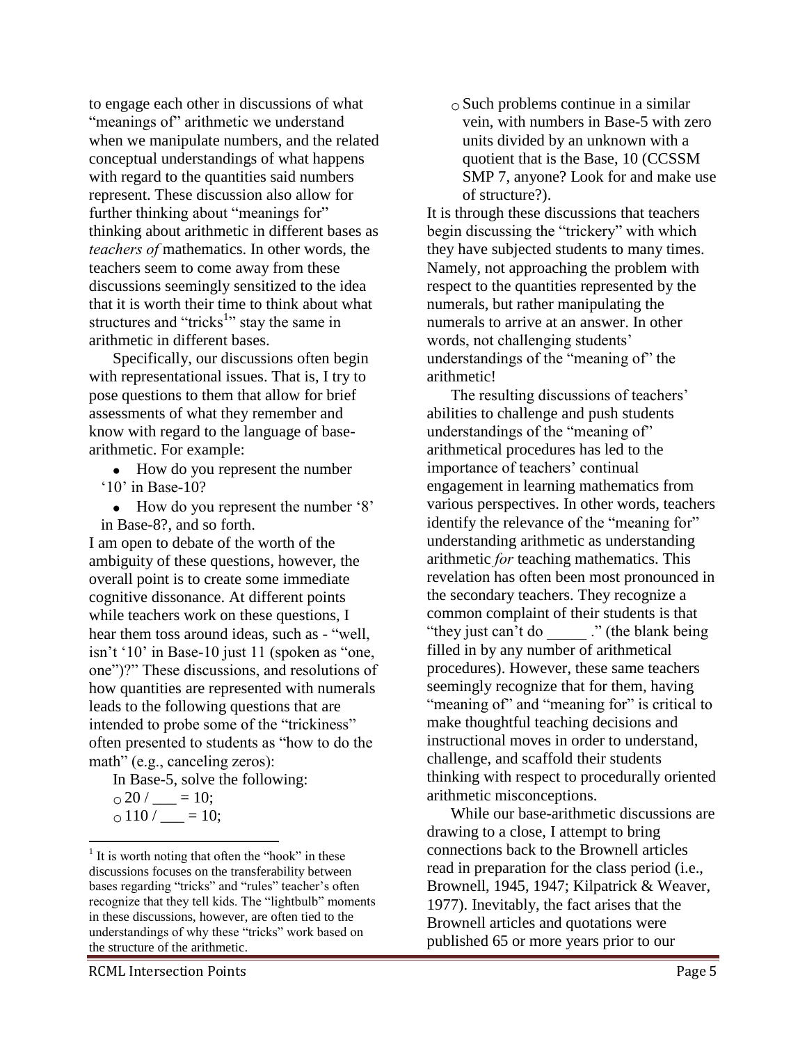to engage each other in discussions of what "meanings of" arithmetic we understand when we manipulate numbers, and the related conceptual understandings of what happens with regard to the quantities said numbers represent. These discussion also allow for further thinking about "meanings for" thinking about arithmetic in different bases as *teachers of* mathematics. In other words, the teachers seem to come away from these discussions seemingly sensitized to the idea that it is worth their time to think about what structures and "tricks[1]" stay the same in arithmetic in different bases.

Specifically, our discussions often begin with representational issues. That is, I try to pose questions to them that allow for brief assessments of what they remember and know with regard to the language of base-arithmetic. For example:

- How do you represent the number '10' in Base-10?
- How do you represent the number '8' in Base-8?, and so forth.

I am open to debate of the worth of the ambiguity of these questions, however, the overall point is to create some immediate cognitive dissonance. At different points while teachers work on these questions, I hear them toss around ideas, such as - "well, isn't '10' in Base-10 just 11 (spoken as "one, one")?" These discussions, and resolutions of how quantities are represented with numerals leads to the following questions that are intended to probe some of the "trickiness" often presented to students as "how to do the math" (e.g., canceling zeros):

In Base-5, solve the following:

- 20 / ___ = 10;
- 110 / ___ = 10;
- Such problems continue in a similar vein, with numbers in Base-5 with zero units divided by an unknown with a quotient that is the Base, 10 (CCSSM SMP 7, anyone? Look for and make use of structure?).

It is through these discussions that teachers begin discussing the "trickery" with which they have subjected students to many times. Namely, not approaching the problem with respect to the quantities represented by the numerals, but rather manipulating the numerals to arrive at an answer. In other words, not challenging students' understandings of the "meaning of" the arithmetic!

The resulting discussions of teachers' abilities to challenge and push students understandings of the "meaning of" arithmetical procedures has led to the importance of teachers' continual engagement in learning mathematics from various perspectives. In other words, teachers identify the relevance of the "meaning for" understanding arithmetic as understanding arithmetic *for* teaching mathematics. This revelation has often been most pronounced in the secondary teachers. They recognize a common complaint of their students is that "they just can't do _____ ." (the blank being filled in by any number of arithmetical procedures). However, these same teachers seemingly recognize that for them, having "meaning of" and "meaning for" is critical to make thoughtful teaching decisions and instructional moves in order to understand, challenge, and scaffold their students thinking with respect to procedurally oriented arithmetic misconceptions.

While our base-arithmetic discussions are drawing to a close, I attempt to bring connections back to the Brownell articles read in preparation for the class period (i.e., Brownell, 1945, 1947; Kilpatrick & Weaver, 1977). Inevitably, the fact arises that the Brownell articles and quotations were published 65 or more years prior to our

[1] It is worth noting that often the "hook" in these discussions focuses on the transferability between bases regarding "tricks" and "rules" teacher's often recognize that they tell kids. The "lightbulb" moments in these discussions, however, are often tied to the understandings of why these "tricks" work based on the structure of the arithmetic.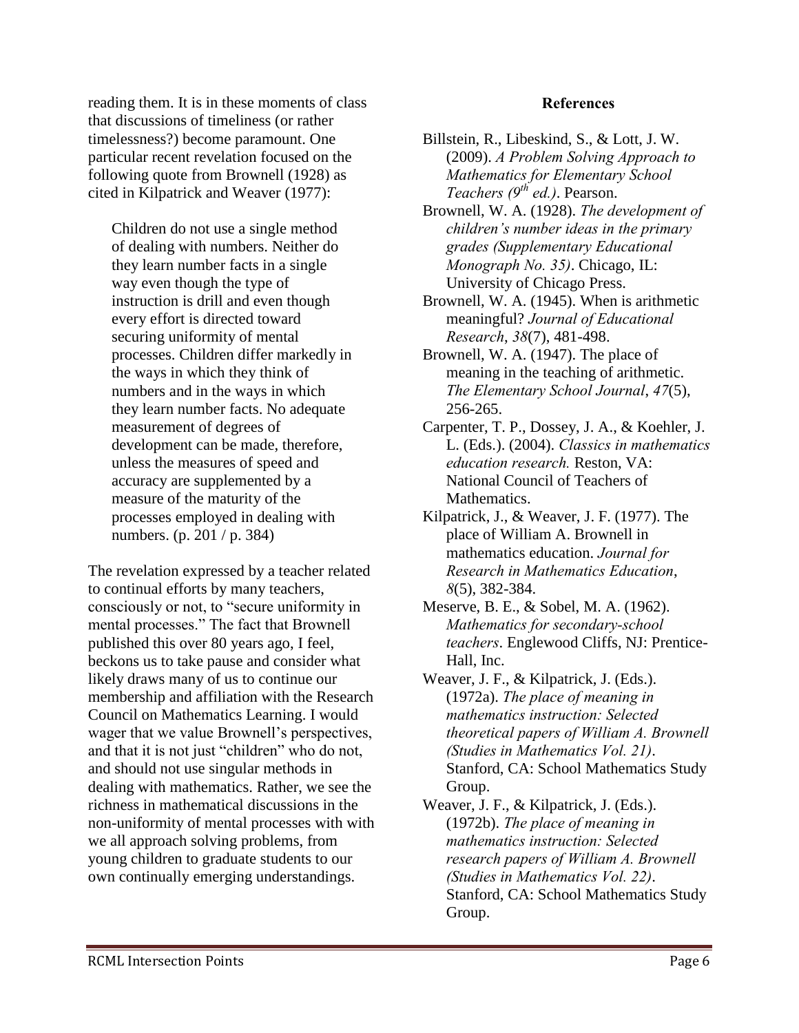reading them. It is in these moments of class that discussions of timeliness (or rather timelessness?) become paramount. One particular recent revelation focused on the following quote from Brownell (1928) as cited in Kilpatrick and Weaver (1977):

> Children do not use a single method of dealing with numbers. Neither do they learn number facts in a single way even though the type of instruction is drill and even though every effort is directed toward securing uniformity of mental processes. Children differ markedly in the ways in which they think of numbers and in the ways in which they learn number facts. No adequate measurement of degrees of development can be made, therefore, unless the measures of speed and accuracy are supplemented by a measure of the maturity of the processes employed in dealing with numbers. (p. 201 / p. 384)

The revelation expressed by a teacher related to continual efforts by many teachers, consciously or not, to "secure uniformity in mental processes." The fact that Brownell published this over 80 years ago, I feel, beckons us to take pause and consider what likely draws many of us to continue our membership and affiliation with the Research Council on Mathematics Learning. I would wager that we value Brownell's perspectives, and that it is not just "children" who do not, and should not use singular methods in dealing with mathematics. Rather, we see the richness in mathematical discussions in the non-uniformity of mental processes with with we all approach solving problems, from young children to graduate students to our own continually emerging understandings.

## References

Billstein, R., Libeskind, S., & Lott, J. W. (2009). *A Problem Solving Approach to Mathematics for Elementary School Teachers (9th ed.)*. Pearson.

Brownell, W. A. (1928). *The development of children's number ideas in the primary grades (Supplementary Educational Monograph No. 35)*. Chicago, IL: University of Chicago Press.

Brownell, W. A. (1945). When is arithmetic meaningful? *Journal of Educational Research*, *38*(7), 481-498.

Brownell, W. A. (1947). The place of meaning in the teaching of arithmetic. *The Elementary School Journal*, *47*(5), 256-265.

Carpenter, T. P., Dossey, J. A., & Koehler, J. L. (Eds.). (2004). *Classics in mathematics education research.* Reston, VA: National Council of Teachers of Mathematics.

Kilpatrick, J., & Weaver, J. F. (1977). The place of William A. Brownell in mathematics education. *Journal for Research in Mathematics Education*, *8*(5), 382-384.

Meserve, B. E., & Sobel, M. A. (1962). *Mathematics for secondary-school teachers*. Englewood Cliffs, NJ: Prentice-Hall, Inc.

Weaver, J. F., & Kilpatrick, J. (Eds.). (1972a). *The place of meaning in mathematics instruction: Selected theoretical papers of William A. Brownell (Studies in Mathematics Vol. 21)*. Stanford, CA: School Mathematics Study Group.

Weaver, J. F., & Kilpatrick, J. (Eds.). (1972b). *The place of meaning in mathematics instruction: Selected research papers of William A. Brownell (Studies in Mathematics Vol. 22)*. Stanford, CA: School Mathematics Study Group.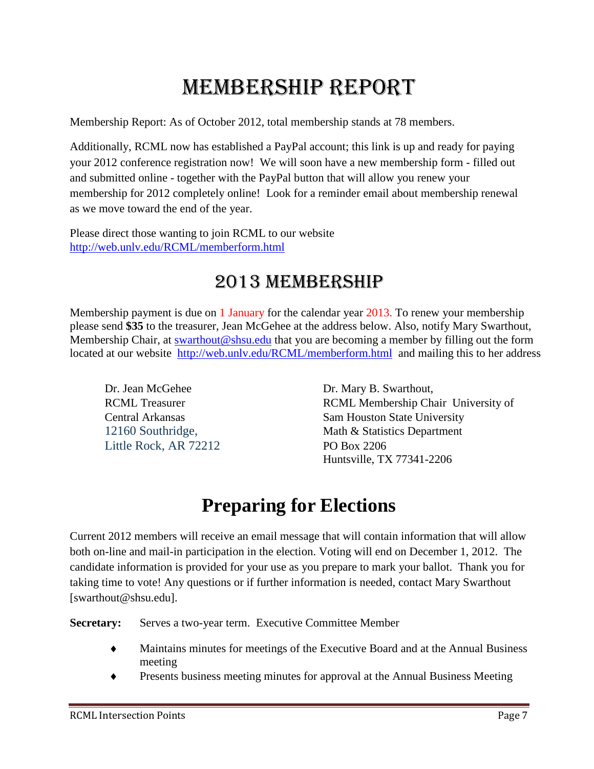# Membership Report

Membership Report: As of October 2012, total membership stands at 78 members.

Additionally, RCML now has established a PayPal account; this link is up and ready for paying your 2012 conference registration now! We will soon have a new membership form - filled out and submitted online - together with the PayPal button that will allow you renew your membership for 2012 completely online! Look for a reminder email about membership renewal as we move toward the end of the year.

Please direct those wanting to join RCML to our website http://web.unlv.edu/RCML/memberform.html

## 2013 Membership

Membership payment is due on 1 January for the calendar year 2013. To renew your membership please send **$35** to the treasurer, Jean McGehee at the address below. Also, notify Mary Swarthout, Membership Chair, at swarthout@shsu.edu that you are becoming a member by filling out the form located at our website http://web.unlv.edu/RCML/memberform.html and mailing this to her address

Dr. Jean McGehee
RCML Treasurer
Central Arkansas
12160 Southridge,
Little Rock, AR 72212

Dr. Mary B. Swarthout,
RCML Membership Chair University of
Sam Houston State University
Math & Statistics Department
PO Box 2206
Huntsville, TX 77341-2206

# Preparing for Elections

Current 2012 members will receive an email message that will contain information that will allow both on-line and mail-in participation in the election. Voting will end on December 1, 2012. The candidate information is provided for your use as you prepare to mark your ballot. Thank you for taking time to vote! Any questions or if further information is needed, contact Mary Swarthout [swarthout@shsu.edu].

**Secretary:** Serves a two-year term. Executive Committee Member

- Maintains minutes for meetings of the Executive Board and at the Annual Business meeting
- Presents business meeting minutes for approval at the Annual Business Meeting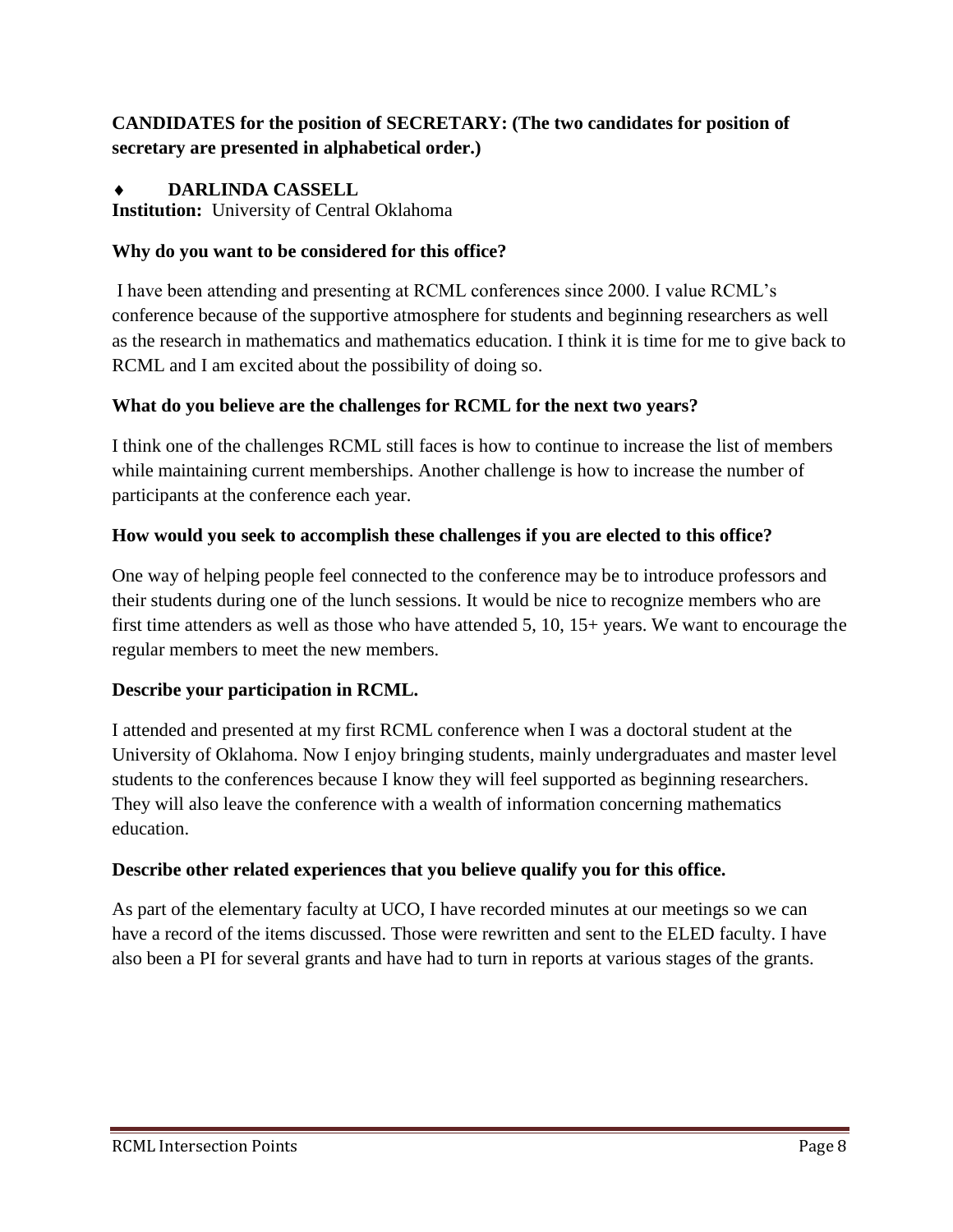**CANDIDATES for the position of SECRETARY: (The two candidates for position of secretary are presented in alphabetical order.)**

♦ **DARLINDA CASSELL**

**Institution:** University of Central Oklahoma

**Why do you want to be considered for this office?**

I have been attending and presenting at RCML conferences since 2000. I value RCML's conference because of the supportive atmosphere for students and beginning researchers as well as the research in mathematics and mathematics education. I think it is time for me to give back to RCML and I am excited about the possibility of doing so.

**What do you believe are the challenges for RCML for the next two years?**

I think one of the challenges RCML still faces is how to continue to increase the list of members while maintaining current memberships. Another challenge is how to increase the number of participants at the conference each year.

**How would you seek to accomplish these challenges if you are elected to this office?**

One way of helping people feel connected to the conference may be to introduce professors and their students during one of the lunch sessions. It would be nice to recognize members who are first time attenders as well as those who have attended 5, 10, 15+ years. We want to encourage the regular members to meet the new members.

**Describe your participation in RCML.**

I attended and presented at my first RCML conference when I was a doctoral student at the University of Oklahoma. Now I enjoy bringing students, mainly undergraduates and master level students to the conferences because I know they will feel supported as beginning researchers. They will also leave the conference with a wealth of information concerning mathematics education.

**Describe other related experiences that you believe qualify you for this office.**

As part of the elementary faculty at UCO, I have recorded minutes at our meetings so we can have a record of the items discussed. Those were rewritten and sent to the ELED faculty. I have also been a PI for several grants and have had to turn in reports at various stages of the grants.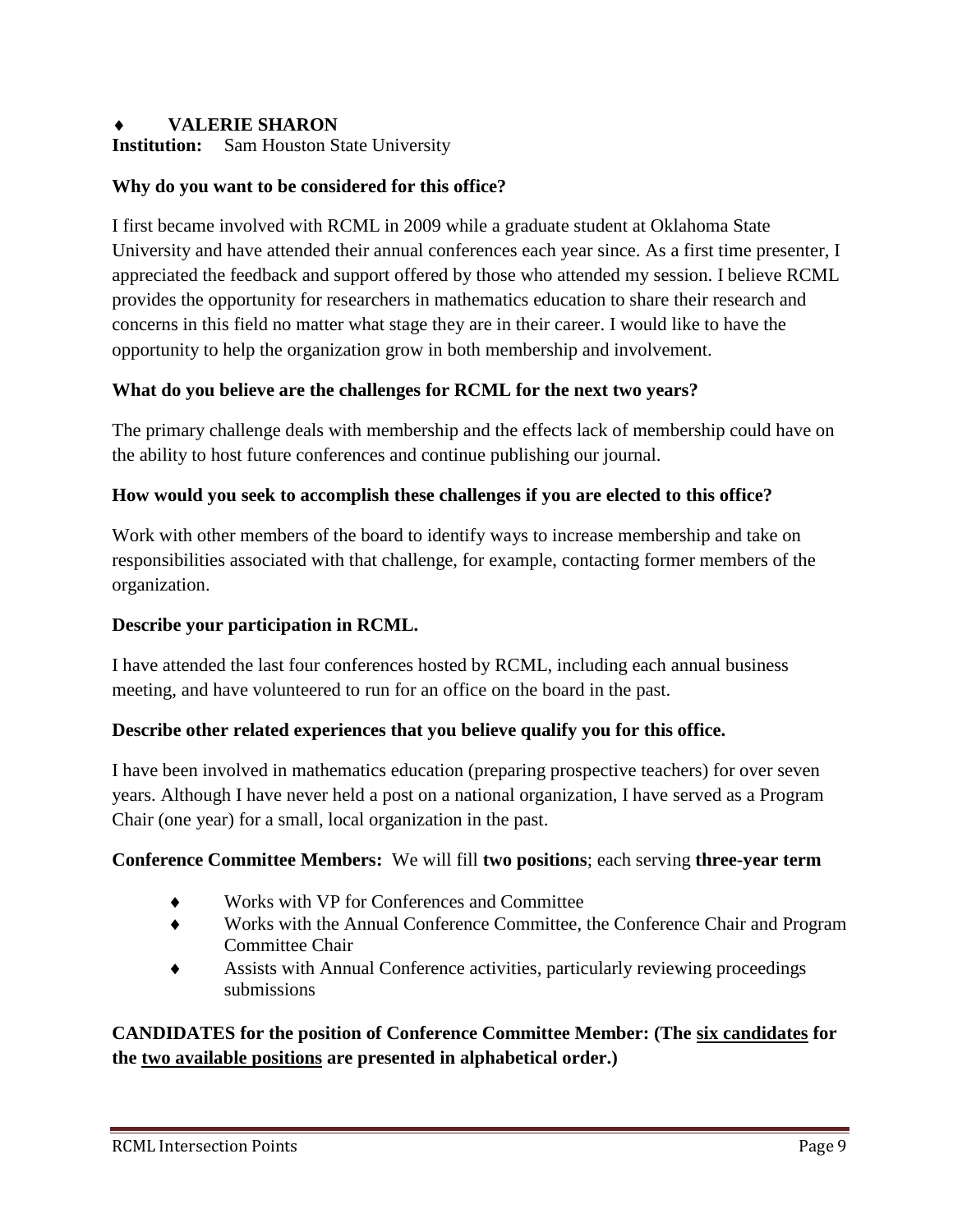♦ **VALERIE SHARON**

**Institution:** Sam Houston State University

**Why do you want to be considered for this office?**

I first became involved with RCML in 2009 while a graduate student at Oklahoma State University and have attended their annual conferences each year since. As a first time presenter, I appreciated the feedback and support offered by those who attended my session. I believe RCML provides the opportunity for researchers in mathematics education to share their research and concerns in this field no matter what stage they are in their career. I would like to have the opportunity to help the organization grow in both membership and involvement.

**What do you believe are the challenges for RCML for the next two years?**

The primary challenge deals with membership and the effects lack of membership could have on the ability to host future conferences and continue publishing our journal.

**How would you seek to accomplish these challenges if you are elected to this office?**

Work with other members of the board to identify ways to increase membership and take on responsibilities associated with that challenge, for example, contacting former members of the organization.

**Describe your participation in RCML.**

I have attended the last four conferences hosted by RCML, including each annual business meeting, and have volunteered to run for an office on the board in the past.

**Describe other related experiences that you believe qualify you for this office.**

I have been involved in mathematics education (preparing prospective teachers) for over seven years. Although I have never held a post on a national organization, I have served as a Program Chair (one year) for a small, local organization in the past.

**Conference Committee Members:** We will fill **two positions**; each serving **three-year term**

- Works with VP for Conferences and Committee
- Works with the Annual Conference Committee, the Conference Chair and Program Committee Chair
- Assists with Annual Conference activities, particularly reviewing proceedings submissions

**CANDIDATES for the position of Conference Committee Member: (The <u>six candidates</u> for the <u>two available positions</u> are presented in alphabetical order.)**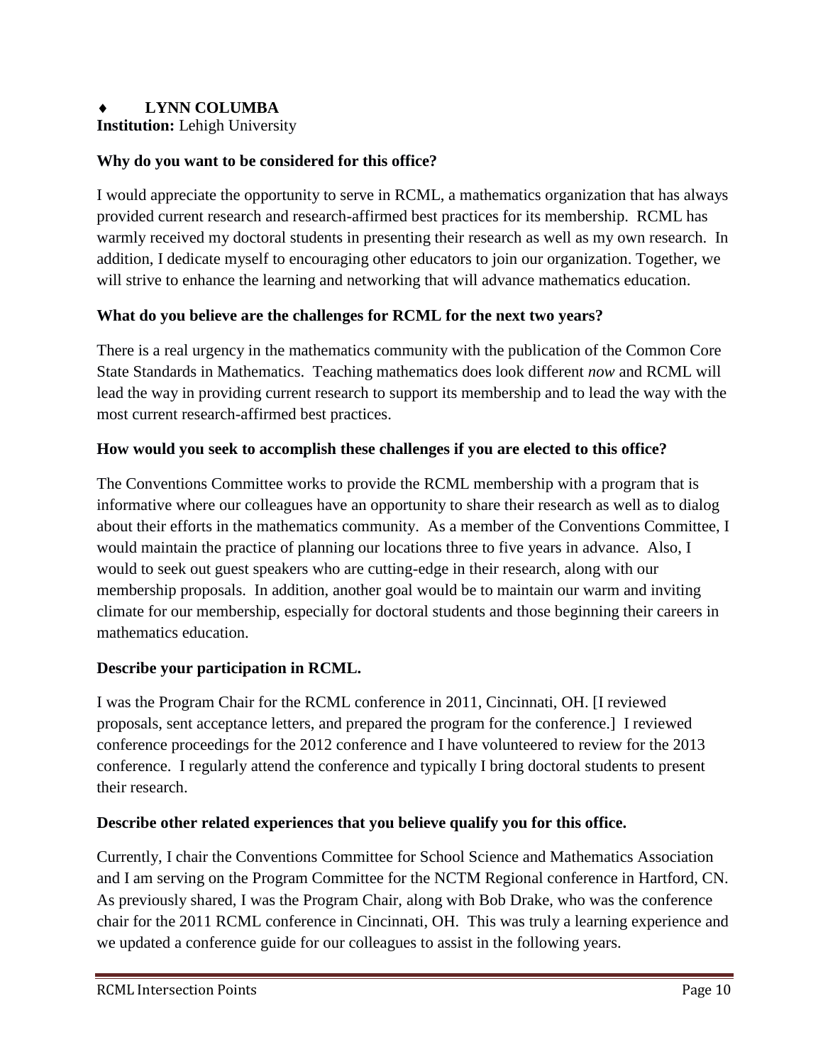♦ **LYNN COLUMBA**

**Institution:** Lehigh University

**Why do you want to be considered for this office?**

I would appreciate the opportunity to serve in RCML, a mathematics organization that has always provided current research and research-affirmed best practices for its membership. RCML has warmly received my doctoral students in presenting their research as well as my own research. In addition, I dedicate myself to encouraging other educators to join our organization. Together, we will strive to enhance the learning and networking that will advance mathematics education.

**What do you believe are the challenges for RCML for the next two years?**

There is a real urgency in the mathematics community with the publication of the Common Core State Standards in Mathematics. Teaching mathematics does look different *now* and RCML will lead the way in providing current research to support its membership and to lead the way with the most current research-affirmed best practices.

**How would you seek to accomplish these challenges if you are elected to this office?**

The Conventions Committee works to provide the RCML membership with a program that is informative where our colleagues have an opportunity to share their research as well as to dialog about their efforts in the mathematics community. As a member of the Conventions Committee, I would maintain the practice of planning our locations three to five years in advance. Also, I would to seek out guest speakers who are cutting-edge in their research, along with our membership proposals. In addition, another goal would be to maintain our warm and inviting climate for our membership, especially for doctoral students and those beginning their careers in mathematics education.

**Describe your participation in RCML.**

I was the Program Chair for the RCML conference in 2011, Cincinnati, OH. [I reviewed proposals, sent acceptance letters, and prepared the program for the conference.] I reviewed conference proceedings for the 2012 conference and I have volunteered to review for the 2013 conference. I regularly attend the conference and typically I bring doctoral students to present their research.

**Describe other related experiences that you believe qualify you for this office.**

Currently, I chair the Conventions Committee for School Science and Mathematics Association and I am serving on the Program Committee for the NCTM Regional conference in Hartford, CN. As previously shared, I was the Program Chair, along with Bob Drake, who was the conference chair for the 2011 RCML conference in Cincinnati, OH. This was truly a learning experience and we updated a conference guide for our colleagues to assist in the following years.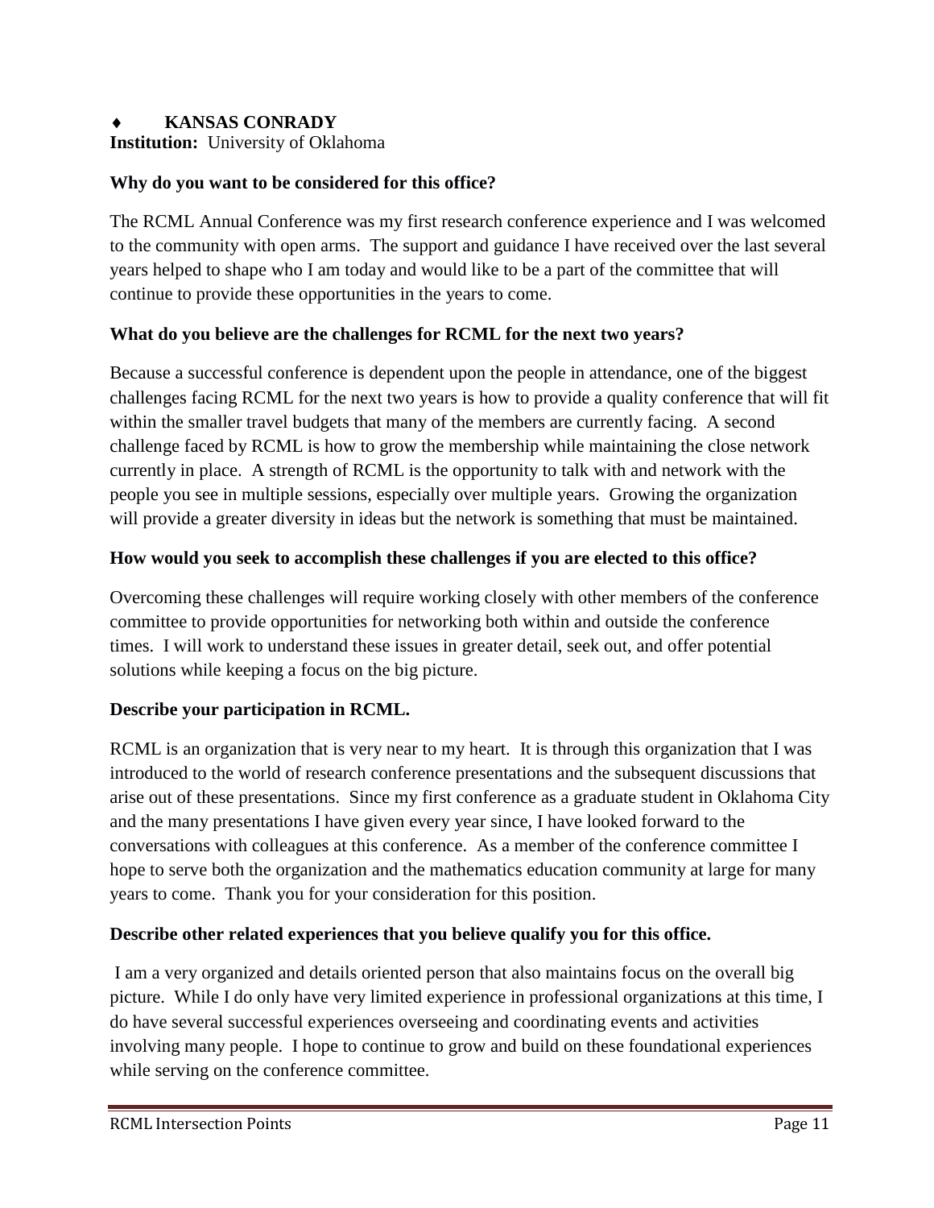♦ **KANSAS CONRADY**

**Institution:** University of Oklahoma

**Why do you want to be considered for this office?**

The RCML Annual Conference was my first research conference experience and I was welcomed to the community with open arms. The support and guidance I have received over the last several years helped to shape who I am today and would like to be a part of the committee that will continue to provide these opportunities in the years to come.

**What do you believe are the challenges for RCML for the next two years?**

Because a successful conference is dependent upon the people in attendance, one of the biggest challenges facing RCML for the next two years is how to provide a quality conference that will fit within the smaller travel budgets that many of the members are currently facing. A second challenge faced by RCML is how to grow the membership while maintaining the close network currently in place. A strength of RCML is the opportunity to talk with and network with the people you see in multiple sessions, especially over multiple years. Growing the organization will provide a greater diversity in ideas but the network is something that must be maintained.

**How would you seek to accomplish these challenges if you are elected to this office?**

Overcoming these challenges will require working closely with other members of the conference committee to provide opportunities for networking both within and outside the conference times. I will work to understand these issues in greater detail, seek out, and offer potential solutions while keeping a focus on the big picture.

**Describe your participation in RCML.**

RCML is an organization that is very near to my heart. It is through this organization that I was introduced to the world of research conference presentations and the subsequent discussions that arise out of these presentations. Since my first conference as a graduate student in Oklahoma City and the many presentations I have given every year since, I have looked forward to the conversations with colleagues at this conference. As a member of the conference committee I hope to serve both the organization and the mathematics education community at large for many years to come. Thank you for your consideration for this position.

**Describe other related experiences that you believe qualify you for this office.**

I am a very organized and details oriented person that also maintains focus on the overall big picture. While I do only have very limited experience in professional organizations at this time, I do have several successful experiences overseeing and coordinating events and activities involving many people. I hope to continue to grow and build on these foundational experiences while serving on the conference committee.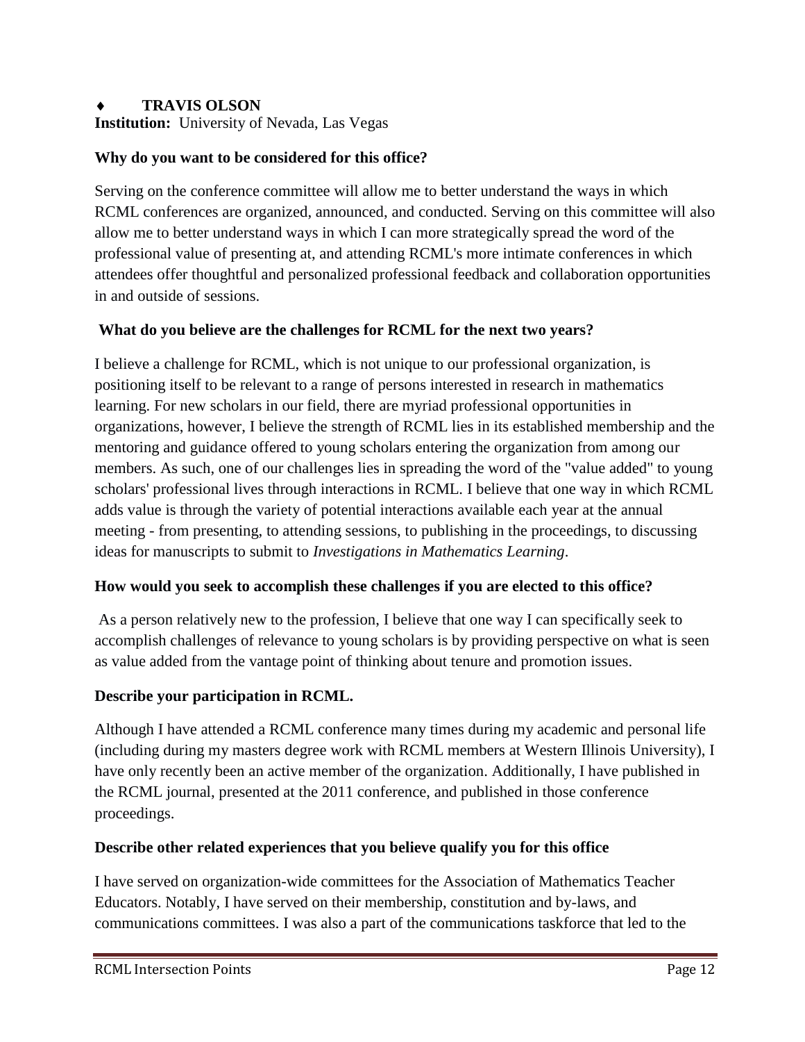♦ **TRAVIS OLSON**

**Institution:** University of Nevada, Las Vegas

**Why do you want to be considered for this office?**

Serving on the conference committee will allow me to better understand the ways in which RCML conferences are organized, announced, and conducted. Serving on this committee will also allow me to better understand ways in which I can more strategically spread the word of the professional value of presenting at, and attending RCML's more intimate conferences in which attendees offer thoughtful and personalized professional feedback and collaboration opportunities in and outside of sessions.

**What do you believe are the challenges for RCML for the next two years?**

I believe a challenge for RCML, which is not unique to our professional organization, is positioning itself to be relevant to a range of persons interested in research in mathematics learning. For new scholars in our field, there are myriad professional opportunities in organizations, however, I believe the strength of RCML lies in its established membership and the mentoring and guidance offered to young scholars entering the organization from among our members. As such, one of our challenges lies in spreading the word of the "value added" to young scholars' professional lives through interactions in RCML. I believe that one way in which RCML adds value is through the variety of potential interactions available each year at the annual meeting - from presenting, to attending sessions, to publishing in the proceedings, to discussing ideas for manuscripts to submit to *Investigations in Mathematics Learning*.

**How would you seek to accomplish these challenges if you are elected to this office?**

As a person relatively new to the profession, I believe that one way I can specifically seek to accomplish challenges of relevance to young scholars is by providing perspective on what is seen as value added from the vantage point of thinking about tenure and promotion issues.

**Describe your participation in RCML.**

Although I have attended a RCML conference many times during my academic and personal life (including during my masters degree work with RCML members at Western Illinois University), I have only recently been an active member of the organization. Additionally, I have published in the RCML journal, presented at the 2011 conference, and published in those conference proceedings.

**Describe other related experiences that you believe qualify you for this office**

I have served on organization-wide committees for the Association of Mathematics Teacher Educators. Notably, I have served on their membership, constitution and by-laws, and communications committees. I was also a part of the communications taskforce that led to the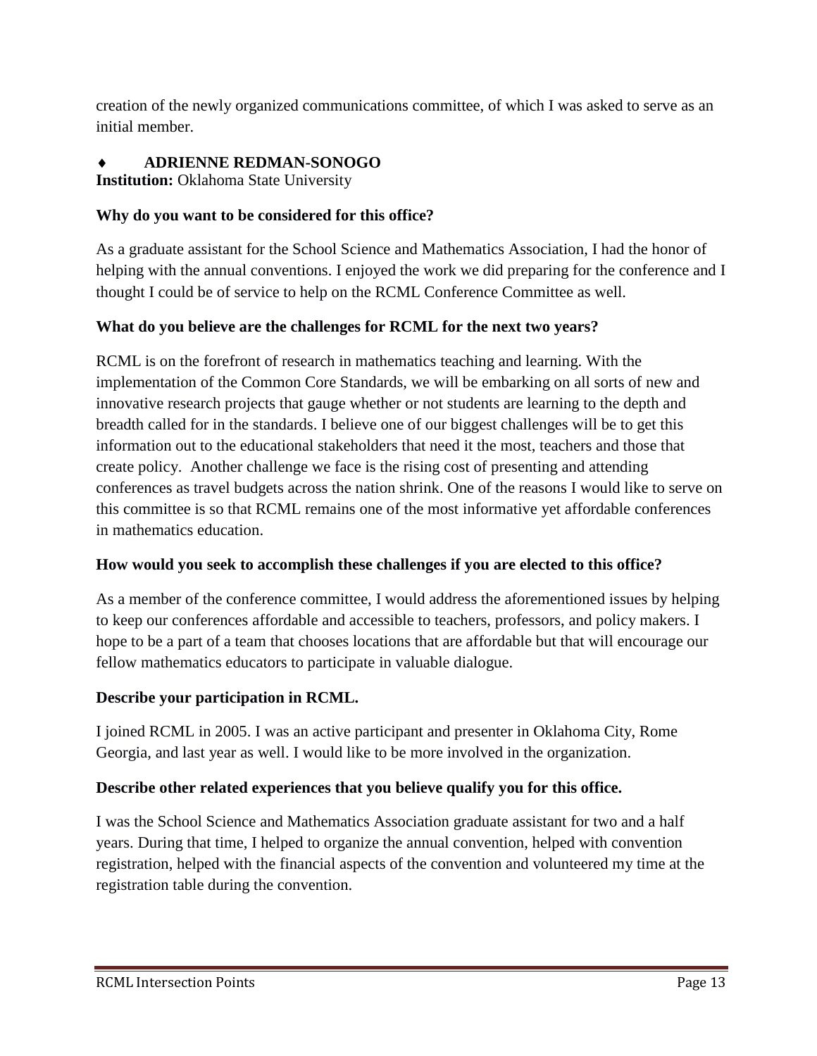creation of the newly organized communications committee, of which I was asked to serve as an initial member.

♦ **ADRIENNE REDMAN-SONOGO**
**Institution:** Oklahoma State University

**Why do you want to be considered for this office?**

As a graduate assistant for the School Science and Mathematics Association, I had the honor of helping with the annual conventions. I enjoyed the work we did preparing for the conference and I thought I could be of service to help on the RCML Conference Committee as well.

**What do you believe are the challenges for RCML for the next two years?**

RCML is on the forefront of research in mathematics teaching and learning. With the implementation of the Common Core Standards, we will be embarking on all sorts of new and innovative research projects that gauge whether or not students are learning to the depth and breadth called for in the standards. I believe one of our biggest challenges will be to get this information out to the educational stakeholders that need it the most, teachers and those that create policy. Another challenge we face is the rising cost of presenting and attending conferences as travel budgets across the nation shrink. One of the reasons I would like to serve on this committee is so that RCML remains one of the most informative yet affordable conferences in mathematics education.

**How would you seek to accomplish these challenges if you are elected to this office?**

As a member of the conference committee, I would address the aforementioned issues by helping to keep our conferences affordable and accessible to teachers, professors, and policy makers. I hope to be a part of a team that chooses locations that are affordable but that will encourage our fellow mathematics educators to participate in valuable dialogue.

**Describe your participation in RCML.**

I joined RCML in 2005. I was an active participant and presenter in Oklahoma City, Rome Georgia, and last year as well. I would like to be more involved in the organization.

**Describe other related experiences that you believe qualify you for this office.**

I was the School Science and Mathematics Association graduate assistant for two and a half years. During that time, I helped to organize the annual convention, helped with convention registration, helped with the financial aspects of the convention and volunteered my time at the registration table during the convention.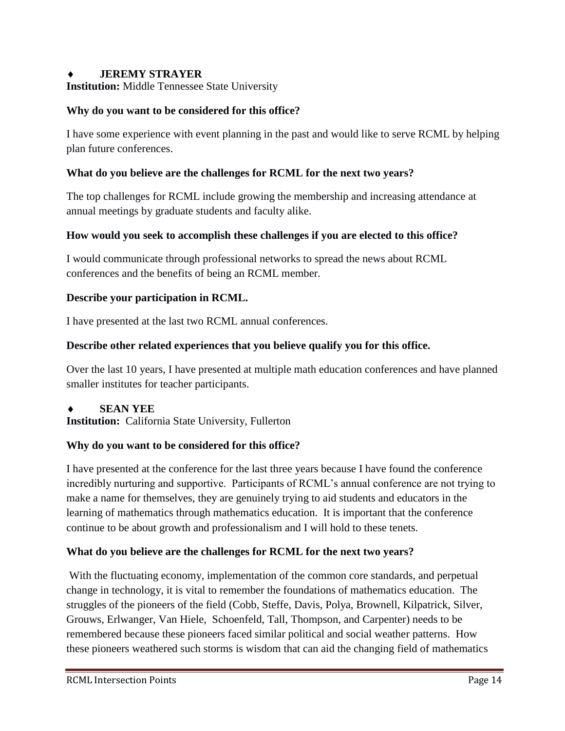♦ **JEREMY STRAYER**

**Institution:** Middle Tennessee State University

**Why do you want to be considered for this office?**

I have some experience with event planning in the past and would like to serve RCML by helping plan future conferences.

**What do you believe are the challenges for RCML for the next two years?**

The top challenges for RCML include growing the membership and increasing attendance at annual meetings by graduate students and faculty alike.

**How would you seek to accomplish these challenges if you are elected to this office?**

I would communicate through professional networks to spread the news about RCML conferences and the benefits of being an RCML member.

**Describe your participation in RCML.**

I have presented at the last two RCML annual conferences.

**Describe other related experiences that you believe qualify you for this office.**

Over the last 10 years, I have presented at multiple math education conferences and have planned smaller institutes for teacher participants.

♦ **SEAN YEE**

**Institution:** California State University, Fullerton

**Why do you want to be considered for this office?**

I have presented at the conference for the last three years because I have found the conference incredibly nurturing and supportive. Participants of RCML's annual conference are not trying to make a name for themselves, they are genuinely trying to aid students and educators in the learning of mathematics through mathematics education. It is important that the conference continue to be about growth and professionalism and I will hold to these tenets.

**What do you believe are the challenges for RCML for the next two years?**

With the fluctuating economy, implementation of the common core standards, and perpetual change in technology, it is vital to remember the foundations of mathematics education. The struggles of the pioneers of the field (Cobb, Steffe, Davis, Polya, Brownell, Kilpatrick, Silver, Grouws, Erlwanger, Van Hiele, Schoenfeld, Tall, Thompson, and Carpenter) needs to be remembered because these pioneers faced similar political and social weather patterns. How these pioneers weathered such storms is wisdom that can aid the changing field of mathematics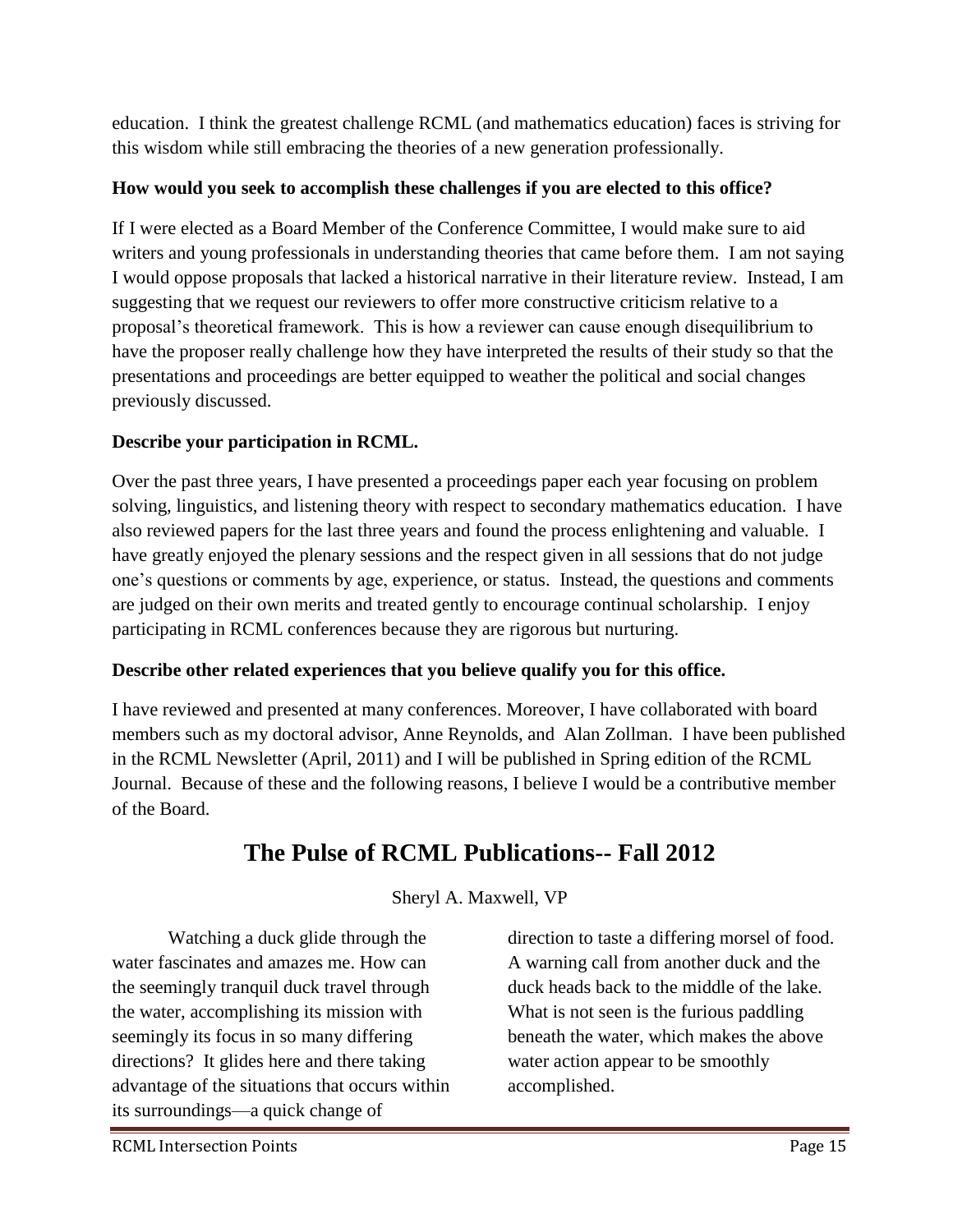education. I think the greatest challenge RCML (and mathematics education) faces is striving for this wisdom while still embracing the theories of a new generation professionally.

**How would you seek to accomplish these challenges if you are elected to this office?**

If I were elected as a Board Member of the Conference Committee, I would make sure to aid writers and young professionals in understanding theories that came before them. I am not saying I would oppose proposals that lacked a historical narrative in their literature review. Instead, I am suggesting that we request our reviewers to offer more constructive criticism relative to a proposal's theoretical framework. This is how a reviewer can cause enough disequilibrium to have the proposer really challenge how they have interpreted the results of their study so that the presentations and proceedings are better equipped to weather the political and social changes previously discussed.

**Describe your participation in RCML.**

Over the past three years, I have presented a proceedings paper each year focusing on problem solving, linguistics, and listening theory with respect to secondary mathematics education. I have also reviewed papers for the last three years and found the process enlightening and valuable. I have greatly enjoyed the plenary sessions and the respect given in all sessions that do not judge one's questions or comments by age, experience, or status. Instead, the questions and comments are judged on their own merits and treated gently to encourage continual scholarship. I enjoy participating in RCML conferences because they are rigorous but nurturing.

**Describe other related experiences that you believe qualify you for this office.**

I have reviewed and presented at many conferences. Moreover, I have collaborated with board members such as my doctoral advisor, Anne Reynolds, and Alan Zollman. I have been published in the RCML Newsletter (April, 2011) and I will be published in Spring edition of the RCML Journal. Because of these and the following reasons, I believe I would be a contributive member of the Board.

# The Pulse of RCML Publications-- Fall 2012

Sheryl A. Maxwell, VP

Watching a duck glide through the water fascinates and amazes me. How can the seemingly tranquil duck travel through the water, accomplishing its mission with seemingly its focus in so many differing directions? It glides here and there taking advantage of the situations that occurs within its surroundings—a quick change of direction to taste a differing morsel of food. A warning call from another duck and the duck heads back to the middle of the lake. What is not seen is the furious paddling beneath the water, which makes the above water action appear to be smoothly accomplished.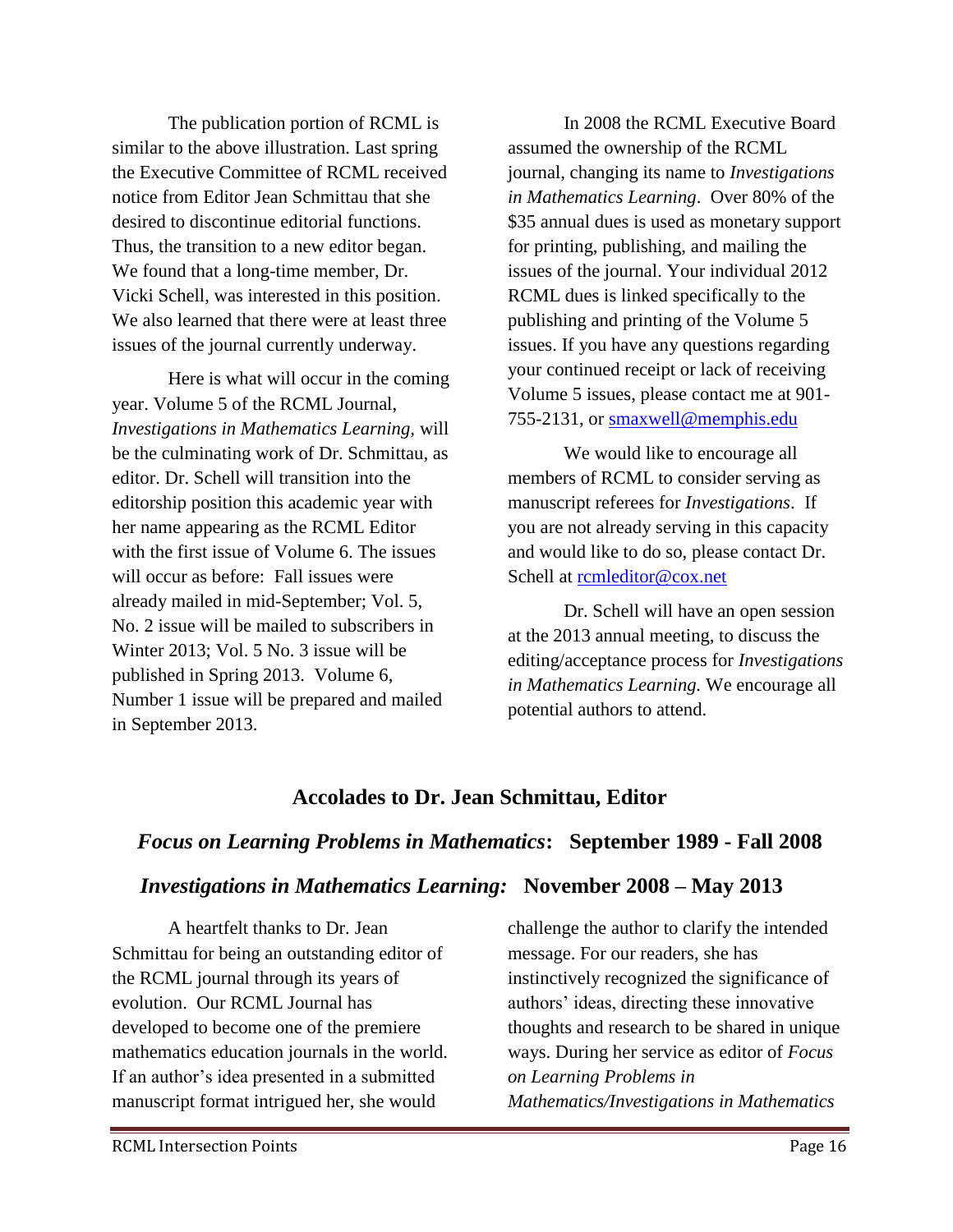The publication portion of RCML is similar to the above illustration. Last spring the Executive Committee of RCML received notice from Editor Jean Schmittau that she desired to discontinue editorial functions. Thus, the transition to a new editor began. We found that a long-time member, Dr. Vicki Schell, was interested in this position. We also learned that there were at least three issues of the journal currently underway.

Here is what will occur in the coming year. Volume 5 of the RCML Journal, *Investigations in Mathematics Learning,* will be the culminating work of Dr. Schmittau, as editor. Dr. Schell will transition into the editorship position this academic year with her name appearing as the RCML Editor with the first issue of Volume 6. The issues will occur as before: Fall issues were already mailed in mid-September; Vol. 5, No. 2 issue will be mailed to subscribers in Winter 2013; Vol. 5 No. 3 issue will be published in Spring 2013. Volume 6, Number 1 issue will be prepared and mailed in September 2013.

In 2008 the RCML Executive Board assumed the ownership of the RCML journal, changing its name to *Investigations in Mathematics Learning*. Over 80% of the $35 annual dues is used as monetary support for printing, publishing, and mailing the issues of the journal. Your individual 2012 RCML dues is linked specifically to the publishing and printing of the Volume 5 issues. If you have any questions regarding your continued receipt or lack of receiving Volume 5 issues, please contact me at 901-755-2131, or smaxwell@memphis.edu

We would like to encourage all members of RCML to consider serving as manuscript referees for *Investigations*. If you are not already serving in this capacity and would like to do so, please contact Dr. Schell at rcmleditor@cox.net

Dr. Schell will have an open session at the 2013 annual meeting, to discuss the editing/acceptance process for *Investigations in Mathematics Learning.* We encourage all potential authors to attend.

## Accolades to Dr. Jean Schmittau, Editor

### *Focus on Learning Problems in Mathematics***: September 1989 - Fall 2008**

### *Investigations in Mathematics Learning:* **November 2008 – May 2013**

A heartfelt thanks to Dr. Jean Schmittau for being an outstanding editor of the RCML journal through its years of evolution. Our RCML Journal has developed to become one of the premiere mathematics education journals in the world. If an author's idea presented in a submitted manuscript format intrigued her, she would challenge the author to clarify the intended message. For our readers, she has instinctively recognized the significance of authors' ideas, directing these innovative thoughts and research to be shared in unique ways. During her service as editor of *Focus on Learning Problems in Mathematics/Investigations in Mathematics*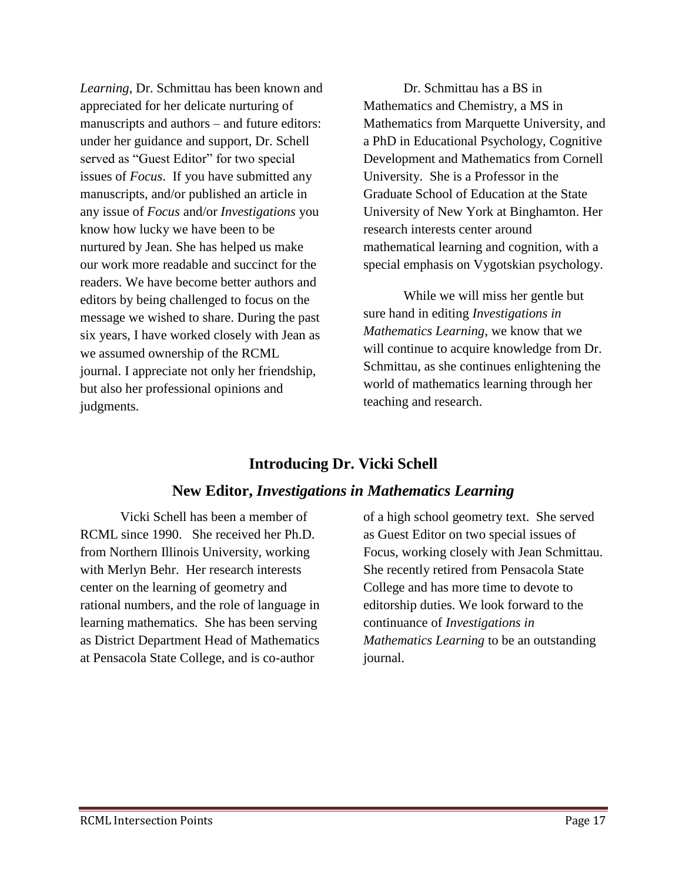*Learning*, Dr. Schmittau has been known and appreciated for her delicate nurturing of manuscripts and authors – and future editors: under her guidance and support, Dr. Schell served as "Guest Editor" for two special issues of *Focus*. If you have submitted any manuscripts, and/or published an article in any issue of *Focus* and/or *Investigations* you know how lucky we have been to be nurtured by Jean. She has helped us make our work more readable and succinct for the readers. We have become better authors and editors by being challenged to focus on the message we wished to share. During the past six years, I have worked closely with Jean as we assumed ownership of the RCML journal. I appreciate not only her friendship, but also her professional opinions and judgments.

Dr. Schmittau has a BS in Mathematics and Chemistry, a MS in Mathematics from Marquette University, and a PhD in Educational Psychology, Cognitive Development and Mathematics from Cornell University. She is a Professor in the Graduate School of Education at the State University of New York at Binghamton. Her research interests center around mathematical learning and cognition, with a special emphasis on Vygotskian psychology.

While we will miss her gentle but sure hand in editing *Investigations in Mathematics Learning*, we know that we will continue to acquire knowledge from Dr. Schmittau, as she continues enlightening the world of mathematics learning through her teaching and research.

## Introducing Dr. Vicki Schell

### New Editor, *Investigations in Mathematics Learning*

Vicki Schell has been a member of RCML since 1990. She received her Ph.D. from Northern Illinois University, working with Merlyn Behr. Her research interests center on the learning of geometry and rational numbers, and the role of language in learning mathematics. She has been serving as District Department Head of Mathematics at Pensacola State College, and is co-author of a high school geometry text. She served as Guest Editor on two special issues of Focus, working closely with Jean Schmittau. She recently retired from Pensacola State College and has more time to devote to editorship duties. We look forward to the continuance of *Investigations in Mathematics Learning* to be an outstanding journal.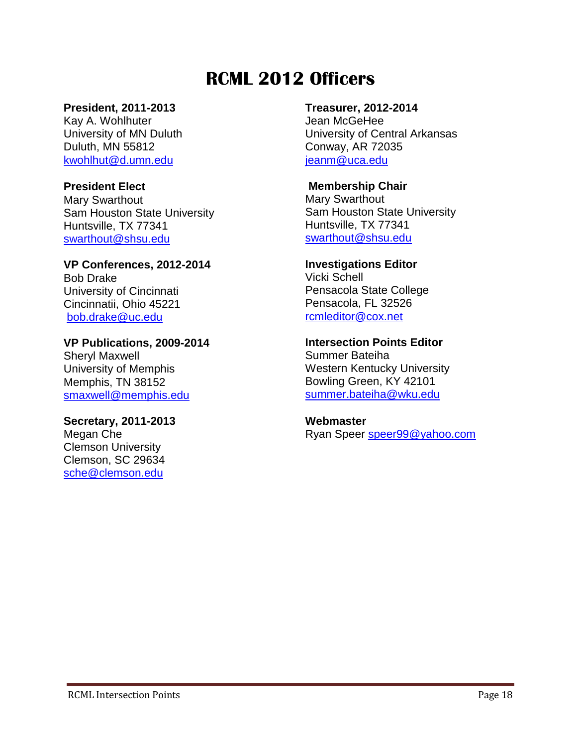# RCML 2012 Officers

**President, 2011-2013**
Kay A. Wohlhuter
University of MN Duluth
Duluth, MN 55812
kwohlhut@d.umn.edu

**President Elect**
Mary Swarthout
Sam Houston State University
Huntsville, TX 77341
swarthout@shsu.edu

**VP Conferences, 2012-2014**
Bob Drake
University of Cincinnati
Cincinnatii, Ohio 45221
bob.drake@uc.edu

**VP Publications, 2009-2014**
Sheryl Maxwell
University of Memphis
Memphis, TN 38152
smaxwell@memphis.edu

**Secretary, 2011-2013**
Megan Che
Clemson University
Clemson, SC 29634
sche@clemson.edu

**Treasurer, 2012-2014**
Jean McGeHee
University of Central Arkansas
Conway, AR 72035
jeanm@uca.edu

**Membership Chair**
Mary Swarthout
Sam Houston State University
Huntsville, TX 77341
swarthout@shsu.edu

**Investigations Editor**
Vicki Schell
Pensacola State College
Pensacola, FL 32526
rcmleditor@cox.net

**Intersection Points Editor**
Summer Bateiha
Western Kentucky University
Bowling Green, KY 42101
summer.bateiha@wku.edu

**Webmaster**
Ryan Speer speer99@yahoo.com